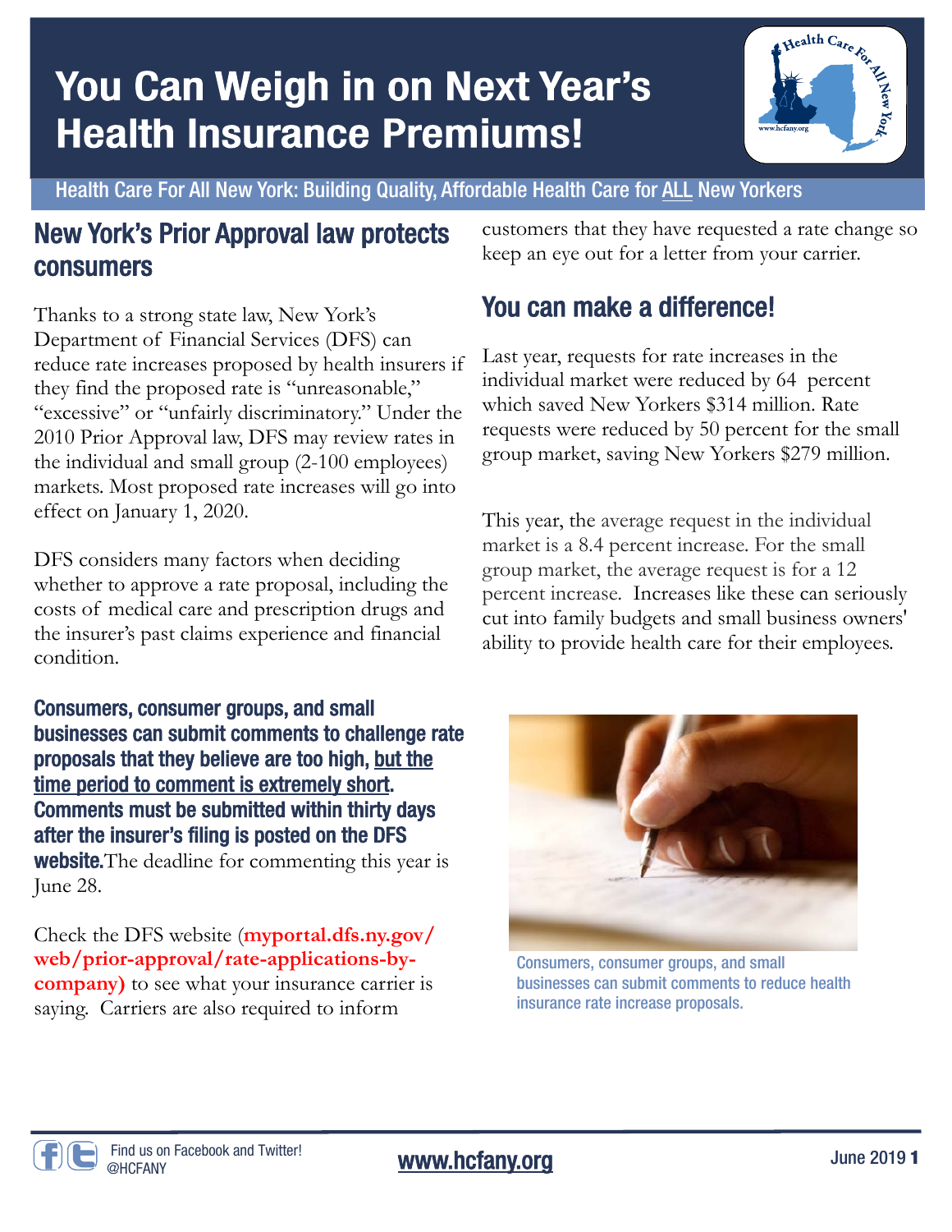# You Can Weigh in on Next Year's Health Insurance Premiums!

Health Care For All New York: Building Quality, Affordable Health Care for ALL New Yorkers

## New York's Prior Approval law protects consumers

Thanks to a strong state law, New York's Department of Financial Services (DFS) can reduce rate increases proposed by health insurers if they find the proposed rate is "unreasonable," "excessive" or "unfairly discriminatory." Under the 2010 Prior Approval law, DFS may review rates in the individual and small group (2-100 employees) markets. Most proposed rate increases will go into effect on January 1, 2020.

DFS considers many factors when deciding whether to approve a rate proposal, including the costs of medical care and prescription drugs and the insurer's past claims experience and financial condition.

**Consumers, consumer groups, and small businesses can submit comments to challenge rate proposals that they believe are too high, but the time period to comment is extremely short. Comments must be submitted within thirty days after the insurer's filing is posted on the DFS website.** The deadline for commenting this year is June 28.

Check the DFS website (**myportal.dfs.ny.gov/web/prior-approval/rate-applications-by-company)** to see what your insurance carrier is saying. Carriers are also required to inform customers that they have requested a rate change so keep an eye out for a letter from your carrier.

## You can make a difference!

Last year, requests for rate increases in the individual market were reduced by 64 percent which saved New Yorkers $314 million. Rate requests were reduced by 50 percent for the small group market, saving New Yorkers $279 million.

This year, the average request in the individual market is a 8.4 percent increase. For the small group market, the average request is for a 12 percent increase. Increases like these can seriously cut into family budgets and small business owners' ability to provide health care for their employees.

Consumers, consumer groups, and small businesses can submit comments to reduce health insurance rate increase proposals.

Find us on Facebook and Twitter! @HCFANY

www.hcfany.org

June 2019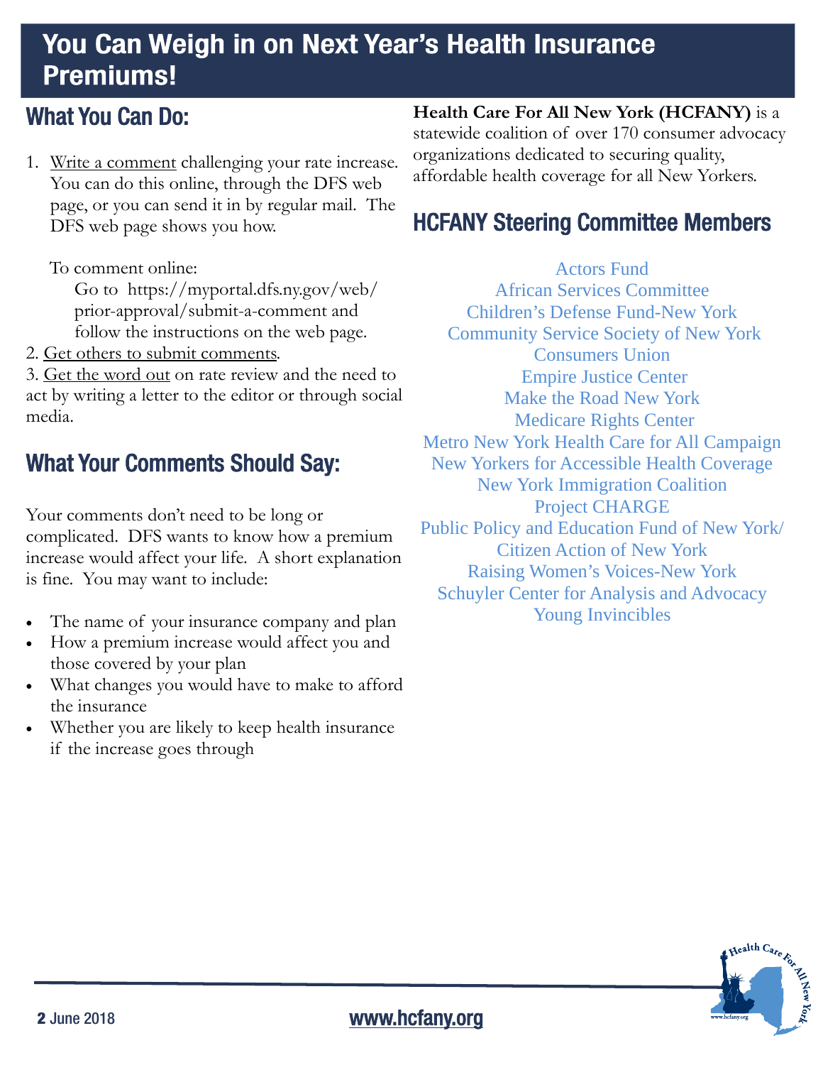# You Can Weigh in on Next Year's Health Insurance Premiums!

## What You Can Do:

1. Write a comment challenging your rate increase. You can do this online, through the DFS web page, or you can send it in by regular mail. The DFS web page shows you how.

   To comment online:

   Go to https://myportal.dfs.ny.gov/web/prior-approval/submit-a-comment and follow the instructions on the web page.

2. Get others to submit comments.
3. Get the word out on rate review and the need to act by writing a letter to the editor or through social media.

## What Your Comments Should Say:

Your comments don't need to be long or complicated. DFS wants to know how a premium increase would affect your life. A short explanation is fine. You may want to include:

- The name of your insurance company and plan
- How a premium increase would affect you and those covered by your plan
- What changes you would have to make to afford the insurance
- Whether you are likely to keep health insurance if the increase goes through

**Health Care For All New York (HCFANY)** is a statewide coalition of over 170 consumer advocacy organizations dedicated to securing quality, affordable health coverage for all New Yorkers.

## HCFANY Steering Committee Members

Actors Fund
African Services Committee
Children's Defense Fund-New York
Community Service Society of New York
Consumers Union
Empire Justice Center
Make the Road New York
Medicare Rights Center
Metro New York Health Care for All Campaign
New Yorkers for Accessible Health Coverage
New York Immigration Coalition
Project CHARGE
Public Policy and Education Fund of New York/Citizen Action of New York
Raising Women's Voices-New York
Schuyler Center for Analysis and Advocacy
Young Invincibles

www.hcfany.org